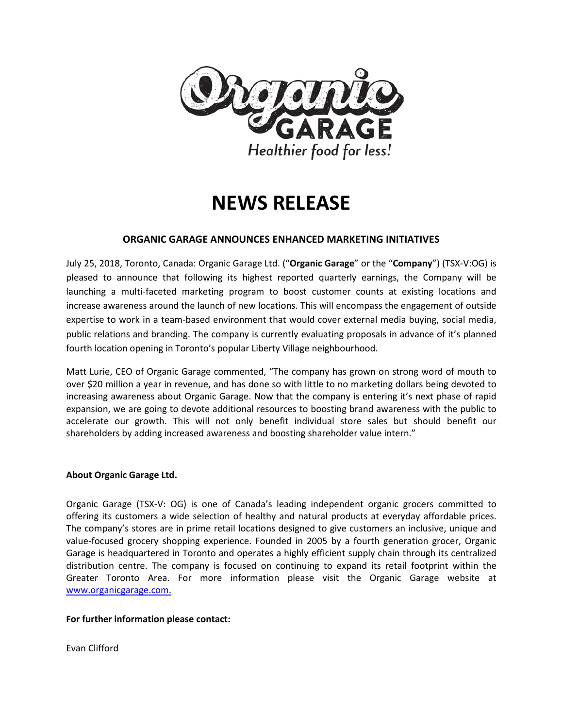# NEWS RELEASE

**ORGANIC GARAGE ANNOUNCES ENHANCED MARKETING INITIATIVES**

July 25, 2018, Toronto, Canada: Organic Garage Ltd. ("**Organic Garage**" or the "**Company**") (TSX-V:OG) is pleased to announce that following its highest reported quarterly earnings, the Company will be launching a multi-faceted marketing program to boost customer counts at existing locations and increase awareness around the launch of new locations. This will encompass the engagement of outside expertise to work in a team-based environment that would cover external media buying, social media, public relations and branding. The company is currently evaluating proposals in advance of it's planned fourth location opening in Toronto's popular Liberty Village neighbourhood.

Matt Lurie, CEO of Organic Garage commented, "The company has grown on strong word of mouth to over $20 million a year in revenue, and has done so with little to no marketing dollars being devoted to increasing awareness about Organic Garage. Now that the company is entering it's next phase of rapid expansion, we are going to devote additional resources to boosting brand awareness with the public to accelerate our growth. This will not only benefit individual store sales but should benefit our shareholders by adding increased awareness and boosting shareholder value intern."

**About Organic Garage Ltd.**

Organic Garage (TSX-V: OG) is one of Canada's leading independent organic grocers committed to offering its customers a wide selection of healthy and natural products at everyday affordable prices. The company's stores are in prime retail locations designed to give customers an inclusive, unique and value-focused grocery shopping experience. Founded in 2005 by a fourth generation grocer, Organic Garage is headquartered in Toronto and operates a highly efficient supply chain through its centralized distribution centre. The company is focused on continuing to expand its retail footprint within the Greater Toronto Area. For more information please visit the Organic Garage website at www.organicgarage.com.

**For further information please contact:**

Evan Clifford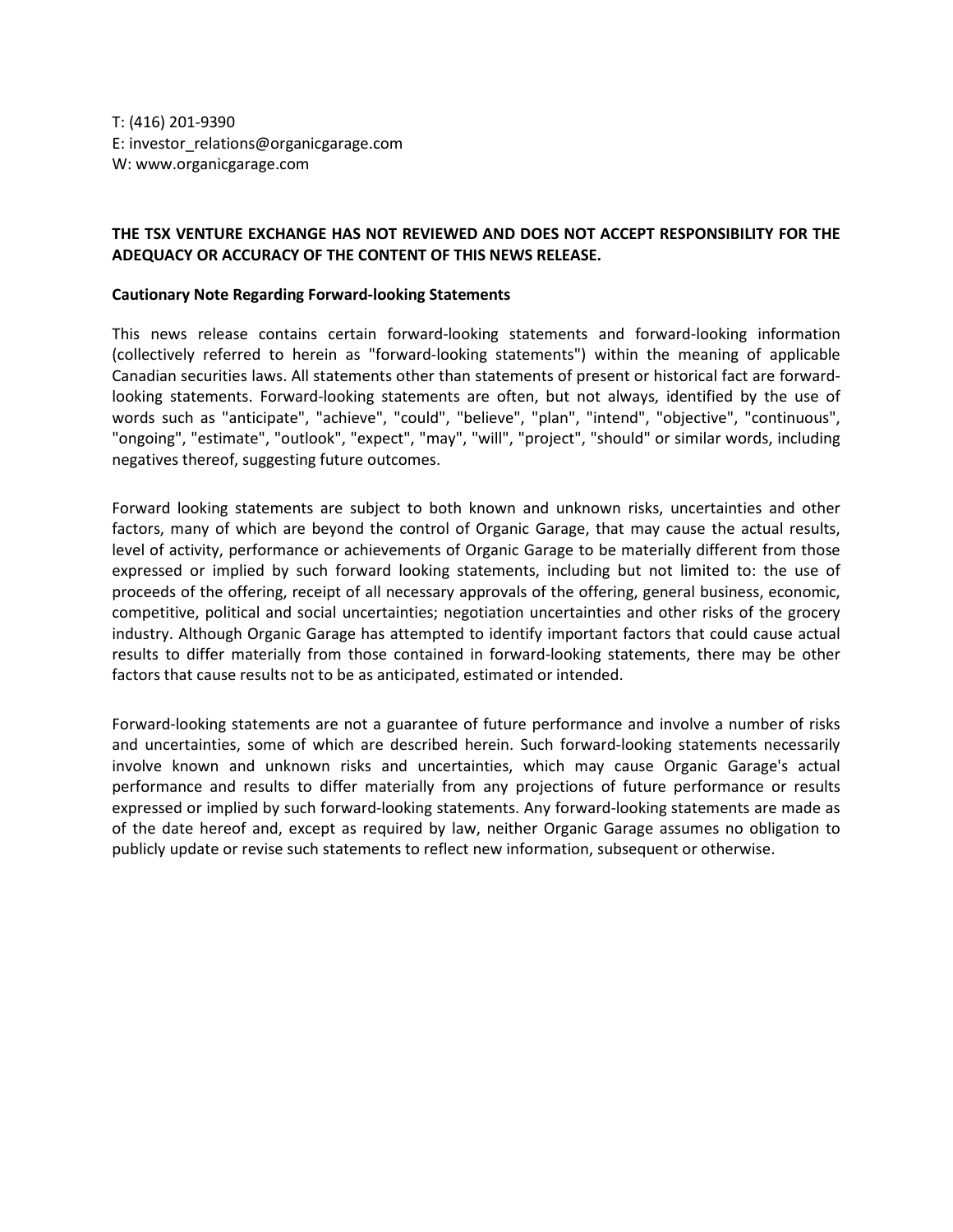T: (416) 201-9390
E: investor_relations@organicgarage.com
W: www.organicgarage.com

**THE TSX VENTURE EXCHANGE HAS NOT REVIEWED AND DOES NOT ACCEPT RESPONSIBILITY FOR THE ADEQUACY OR ACCURACY OF THE CONTENT OF THIS NEWS RELEASE.**

**Cautionary Note Regarding Forward-looking Statements**

This news release contains certain forward-looking statements and forward-looking information (collectively referred to herein as "forward-looking statements") within the meaning of applicable Canadian securities laws. All statements other than statements of present or historical fact are forward-looking statements. Forward-looking statements are often, but not always, identified by the use of words such as "anticipate", "achieve", "could", "believe", "plan", "intend", "objective", "continuous", "ongoing", "estimate", "outlook", "expect", "may", "will", "project", "should" or similar words, including negatives thereof, suggesting future outcomes.

Forward looking statements are subject to both known and unknown risks, uncertainties and other factors, many of which are beyond the control of Organic Garage, that may cause the actual results, level of activity, performance or achievements of Organic Garage to be materially different from those expressed or implied by such forward looking statements, including but not limited to: the use of proceeds of the offering, receipt of all necessary approvals of the offering, general business, economic, competitive, political and social uncertainties; negotiation uncertainties and other risks of the grocery industry. Although Organic Garage has attempted to identify important factors that could cause actual results to differ materially from those contained in forward-looking statements, there may be other factors that cause results not to be as anticipated, estimated or intended.

Forward-looking statements are not a guarantee of future performance and involve a number of risks and uncertainties, some of which are described herein. Such forward-looking statements necessarily involve known and unknown risks and uncertainties, which may cause Organic Garage's actual performance and results to differ materially from any projections of future performance or results expressed or implied by such forward-looking statements. Any forward-looking statements are made as of the date hereof and, except as required by law, neither Organic Garage assumes no obligation to publicly update or revise such statements to reflect new information, subsequent or otherwise.